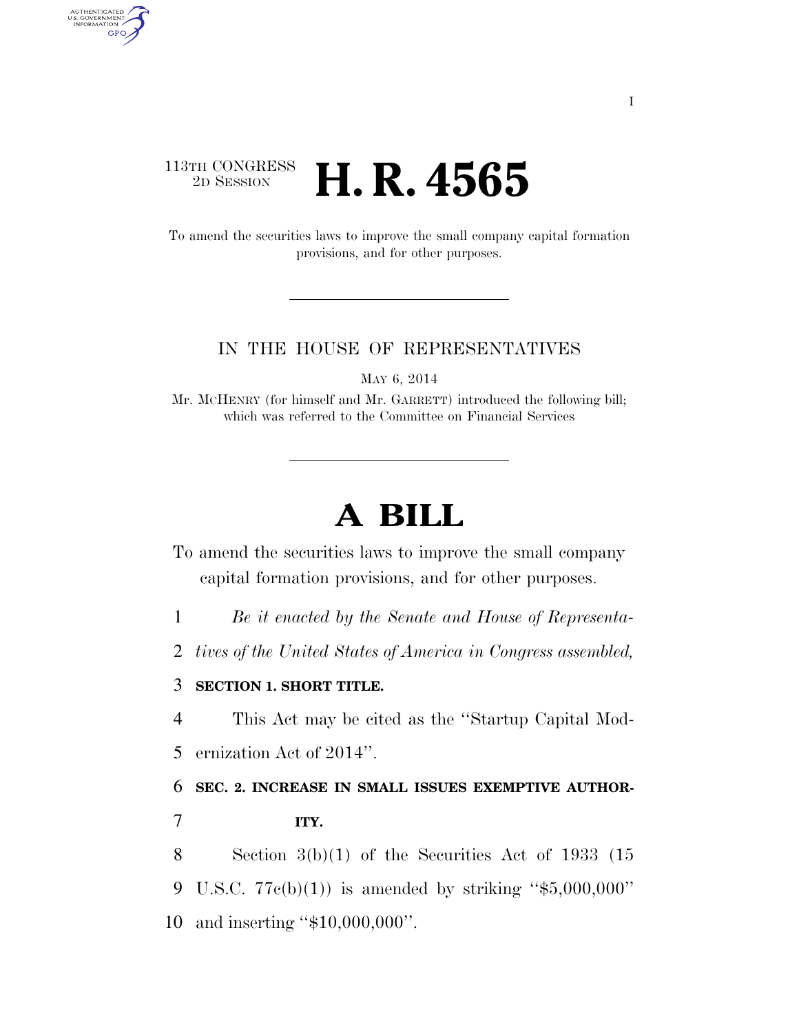113TH CONGRESS
2D SESSION

# H. R. 4565

To amend the securities laws to improve the small company capital formation provisions, and for other purposes.

IN THE HOUSE OF REPRESENTATIVES

MAY 6, 2014

Mr. MCHENRY (for himself and Mr. GARRETT) introduced the following bill; which was referred to the Committee on Financial Services

# A BILL

To amend the securities laws to improve the small company capital formation provisions, and for other purposes.

*Be it enacted by the Senate and House of Representatives of the United States of America in Congress assembled,*

**SECTION 1. SHORT TITLE.**

This Act may be cited as the ''Startup Capital Modernization Act of 2014''.

**SEC. 2. INCREASE IN SMALL ISSUES EXEMPTIVE AUTHORITY.**

Section 3(b)(1) of the Securities Act of 1933 (15 U.S.C. 77c(b)(1)) is amended by striking ''$5,000,000'' and inserting ''$10,000,000''.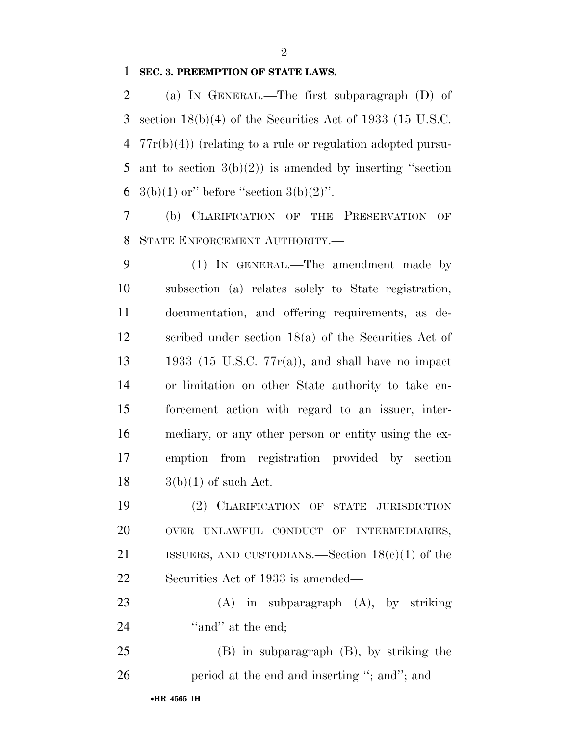**SEC. 3. PREEMPTION OF STATE LAWS.**

(a) IN GENERAL.—The first subparagraph (D) of section 18(b)(4) of the Securities Act of 1933 (15 U.S.C. 77r(b)(4)) (relating to a rule or regulation adopted pursuant to section 3(b)(2)) is amended by inserting ''section 3(b)(1) or'' before ''section 3(b)(2)''.

(b) CLARIFICATION OF THE PRESERVATION OF STATE ENFORCEMENT AUTHORITY.—

(1) IN GENERAL.—The amendment made by subsection (a) relates solely to State registration, documentation, and offering requirements, as described under section 18(a) of the Securities Act of 1933 (15 U.S.C. 77r(a)), and shall have no impact or limitation on other State authority to take enforcement action with regard to an issuer, intermediary, or any other person or entity using the exemption from registration provided by section 3(b)(1) of such Act.

(2) CLARIFICATION OF STATE JURISDICTION OVER UNLAWFUL CONDUCT OF INTERMEDIARIES, ISSUERS, AND CUSTODIANS.—Section 18(c)(1) of the Securities Act of 1933 is amended—

(A) in subparagraph (A), by striking ''and'' at the end;

(B) in subparagraph (B), by striking the period at the end and inserting ''; and''; and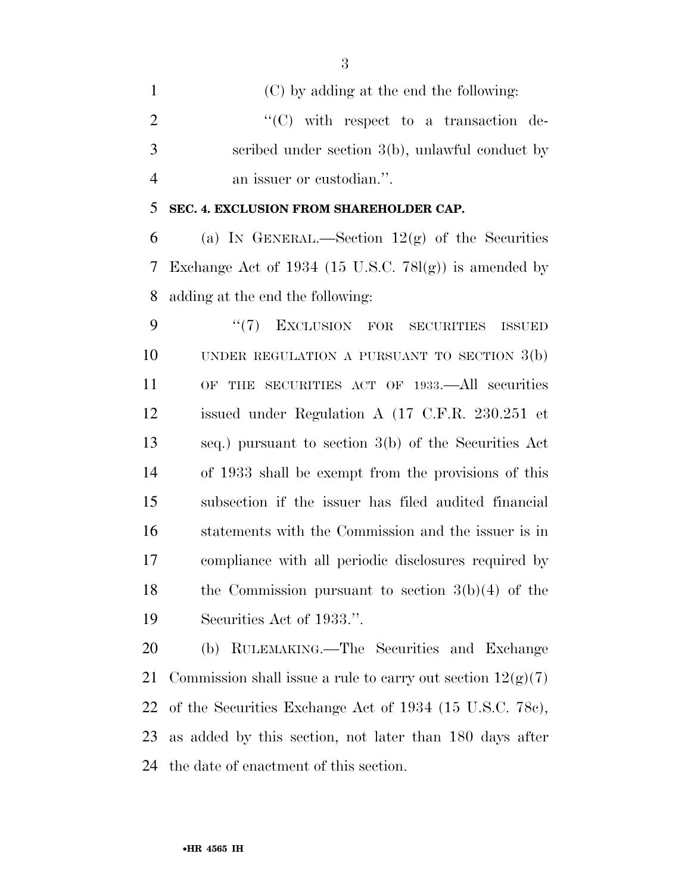(C) by adding at the end the following:

"(C) with respect to a transaction described under section 3(b), unlawful conduct by an issuer or custodian.".

**SEC. 4. EXCLUSION FROM SHAREHOLDER CAP.**

(a) IN GENERAL.—Section 12(g) of the Securities Exchange Act of 1934 (15 U.S.C. 78l(g)) is amended by adding at the end the following:

"(7) EXCLUSION FOR SECURITIES ISSUED UNDER REGULATION A PURSUANT TO SECTION 3(b) OF THE SECURITIES ACT OF 1933.—All securities issued under Regulation A (17 C.F.R. 230.251 et seq.) pursuant to section 3(b) of the Securities Act of 1933 shall be exempt from the provisions of this subsection if the issuer has filed audited financial statements with the Commission and the issuer is in compliance with all periodic disclosures required by the Commission pursuant to section 3(b)(4) of the Securities Act of 1933.".

(b) RULEMAKING.—The Securities and Exchange Commission shall issue a rule to carry out section 12(g)(7) of the Securities Exchange Act of 1934 (15 U.S.C. 78c), as added by this section, not later than 180 days after the date of enactment of this section.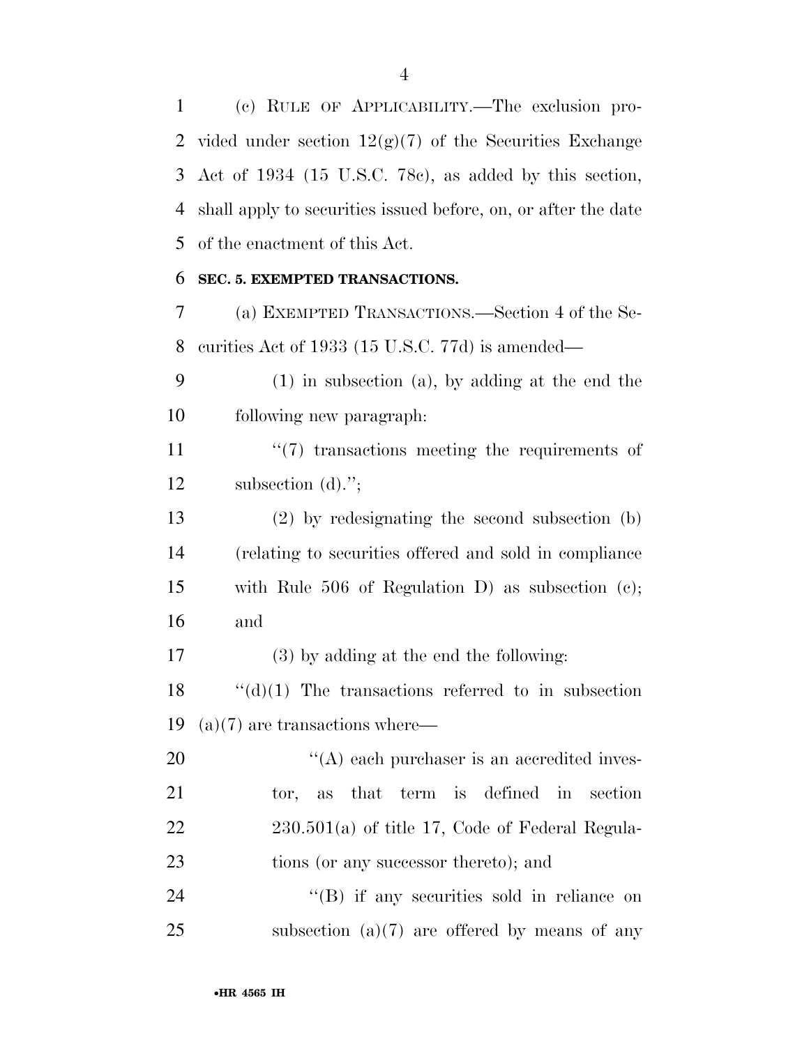(c) RULE OF APPLICABILITY.—The exclusion provided under section 12(g)(7) of the Securities Exchange Act of 1934 (15 U.S.C. 78c), as added by this section, shall apply to securities issued before, on, or after the date of the enactment of this Act.

**SEC. 5. EXEMPTED TRANSACTIONS.**

(a) EXEMPTED TRANSACTIONS.—Section 4 of the Securities Act of 1933 (15 U.S.C. 77d) is amended—

(1) in subsection (a), by adding at the end the following new paragraph:

''(7) transactions meeting the requirements of subsection (d).'';

(2) by redesignating the second subsection (b) (relating to securities offered and sold in compliance with Rule 506 of Regulation D) as subsection (c); and

(3) by adding at the end the following:

''(d)(1) The transactions referred to in subsection (a)(7) are transactions where—

''(A) each purchaser is an accredited investor, as that term is defined in section 230.501(a) of title 17, Code of Federal Regulations (or any successor thereto); and

''(B) if any securities sold in reliance on subsection (a)(7) are offered by means of any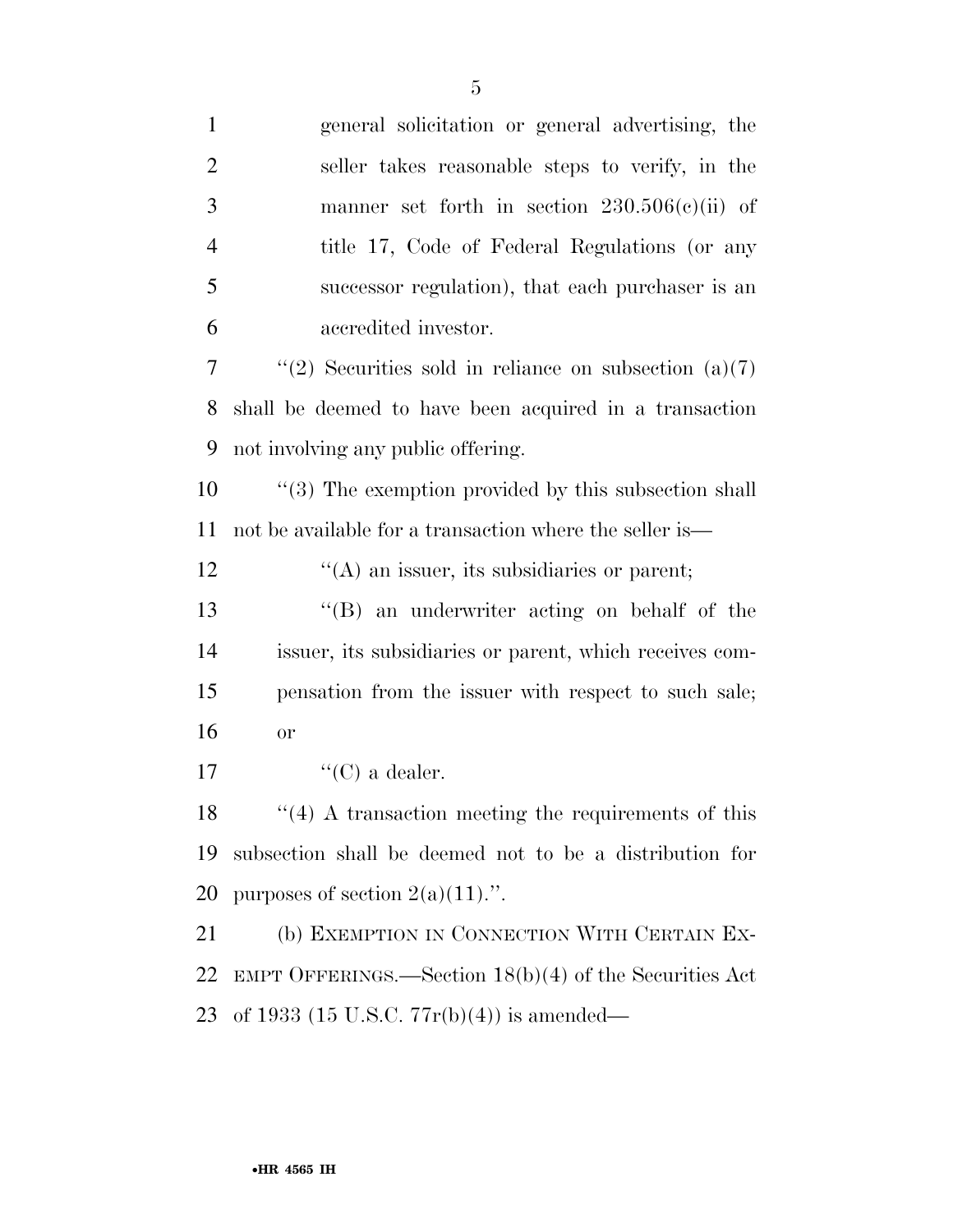general solicitation or general advertising, the seller takes reasonable steps to verify, in the manner set forth in section 230.506(c)(ii) of title 17, Code of Federal Regulations (or any successor regulation), that each purchaser is an accredited investor.

''(2) Securities sold in reliance on subsection (a)(7) shall be deemed to have been acquired in a transaction not involving any public offering.

''(3) The exemption provided by this subsection shall not be available for a transaction where the seller is—

''(A) an issuer, its subsidiaries or parent;

''(B) an underwriter acting on behalf of the issuer, its subsidiaries or parent, which receives compensation from the issuer with respect to such sale; or

''(C) a dealer.

''(4) A transaction meeting the requirements of this subsection shall be deemed not to be a distribution for purposes of section 2(a)(11).''.

(b) EXEMPTION IN CONNECTION WITH CERTAIN EXEMPT OFFERINGS.—Section 18(b)(4) of the Securities Act of 1933 (15 U.S.C. 77r(b)(4)) is amended—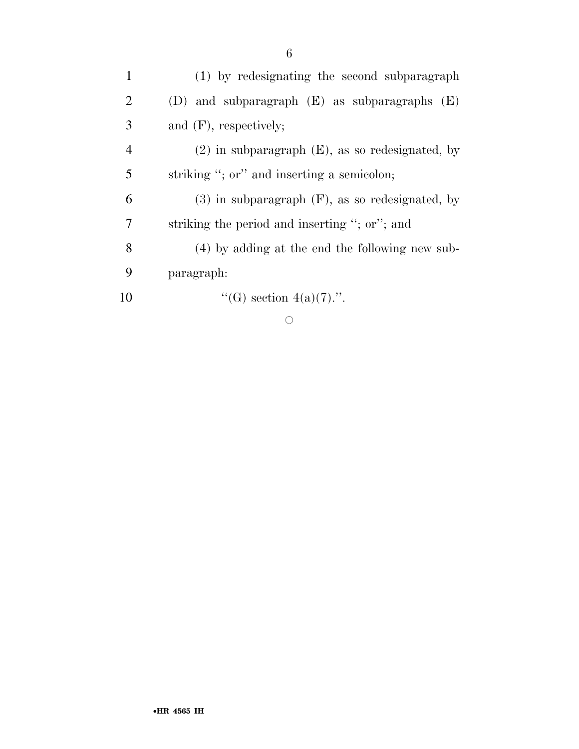(1) by redesignating the second subparagraph (D) and subparagraph (E) as subparagraphs (E) and (F), respectively;

(2) in subparagraph (E), as so redesignated, by striking "; or" and inserting a semicolon;

(3) in subparagraph (F), as so redesignated, by striking the period and inserting "; or"; and

(4) by adding at the end the following new subparagraph:

"(G) section 4(a)(7).".

○